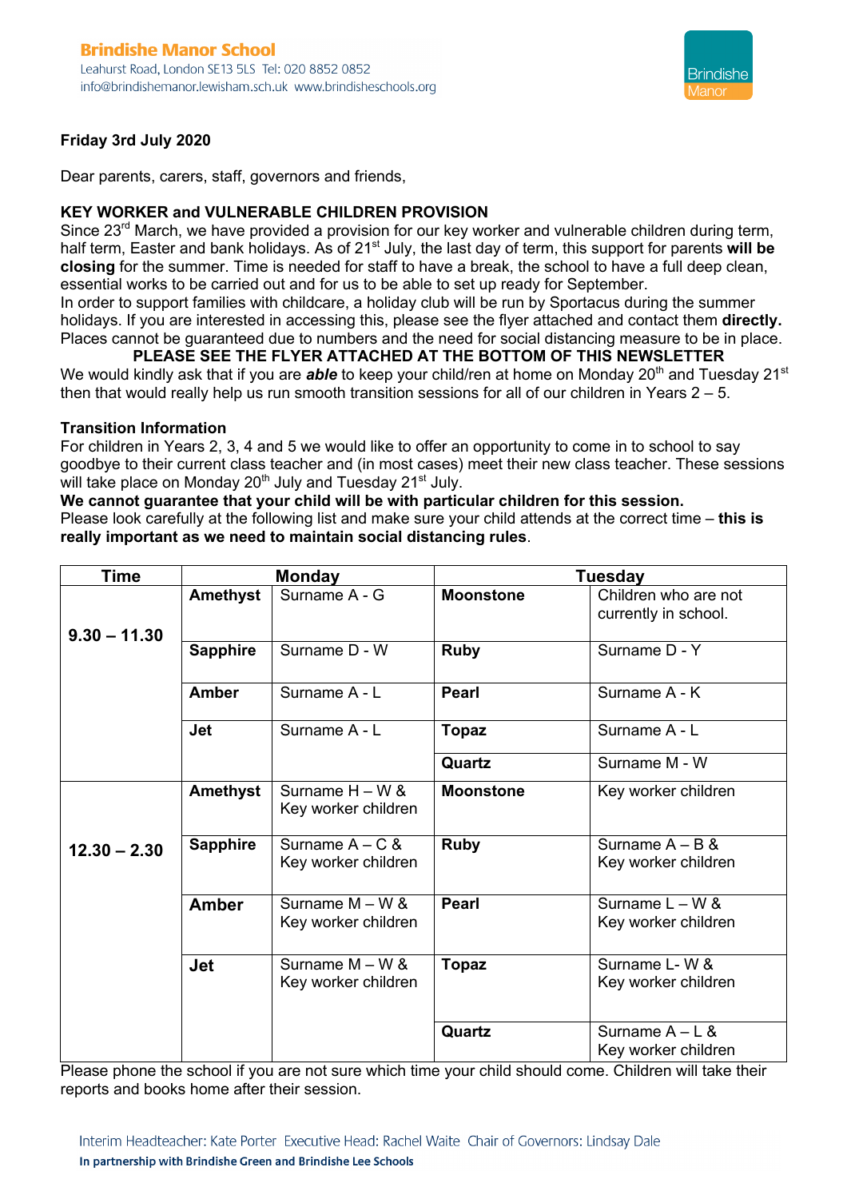**Brindishe Manor School**
Leahurst Road, London SE13 5LS Tel: 020 8852 0852
info@brindishemanor.lewisham.sch.uk www.brindisheschools.org

**Friday 3rd July 2020**

Dear parents, carers, staff, governors and friends,

## KEY WORKER and VULNERABLE CHILDREN PROVISION

Since 23rd March, we have provided a provision for our key worker and vulnerable children during term, half term, Easter and bank holidays. As of 21st July, the last day of term, this support for parents **will be closing** for the summer. Time is needed for staff to have a break, the school to have a full deep clean, essential works to be carried out and for us to be able to set up ready for September.
In order to support families with childcare, a holiday club will be run by Sportacus during the summer holidays. If you are interested in accessing this, please see the flyer attached and contact them **directly.** Places cannot be guaranteed due to numbers and the need for social distancing measure to be in place.

**PLEASE SEE THE FLYER ATTACHED AT THE BOTTOM OF THIS NEWSLETTER**

We would kindly ask that if you are ***able*** to keep your child/ren at home on Monday 20th and Tuesday 21st then that would really help us run smooth transition sessions for all of our children in Years 2 – 5.

## Transition Information

For children in Years 2, 3, 4 and 5 we would like to offer an opportunity to come in to school to say goodbye to their current class teacher and (in most cases) meet their new class teacher. These sessions will take place on Monday 20th July and Tuesday 21st July.

**We cannot guarantee that your child will be with particular children for this session.**

Please look carefully at the following list and make sure your child attends at the correct time – **this is really important as we need to maintain social distancing rules**.

| Time | Monday | | Tuesday | |
|---|---|---|---|---|
| 9.30 – 11.30 | Amethyst | Surname A - G | Moonstone | Children who are not currently in school. |
| | Sapphire | Surname D - W | Ruby | Surname D - Y |
| | Amber | Surname A - L | Pearl | Surname A - K |
| | Jet | Surname A - L | Topaz | Surname A - L |
| | | | Quartz | Surname M - W |
| 12.30 – 2.30 | Amethyst | Surname H – W & Key worker children | Moonstone | Key worker children |
| | Sapphire | Surname A – C & Key worker children | Ruby | Surname A – B & Key worker children |
| | Amber | Surname M – W & Key worker children | Pearl | Surname L – W & Key worker children |
| | Jet | Surname M – W & Key worker children | Topaz | Surname L- W & Key worker children |
| | | | Quartz | Surname A – L & Key worker children |

Please phone the school if you are not sure which time your child should come. Children will take their reports and books home after their session.

Interim Headteacher: Kate Porter Executive Head: Rachel Waite Chair of Governors: Lindsay Dale
**In partnership with Brindishe Green and Brindishe Lee Schools**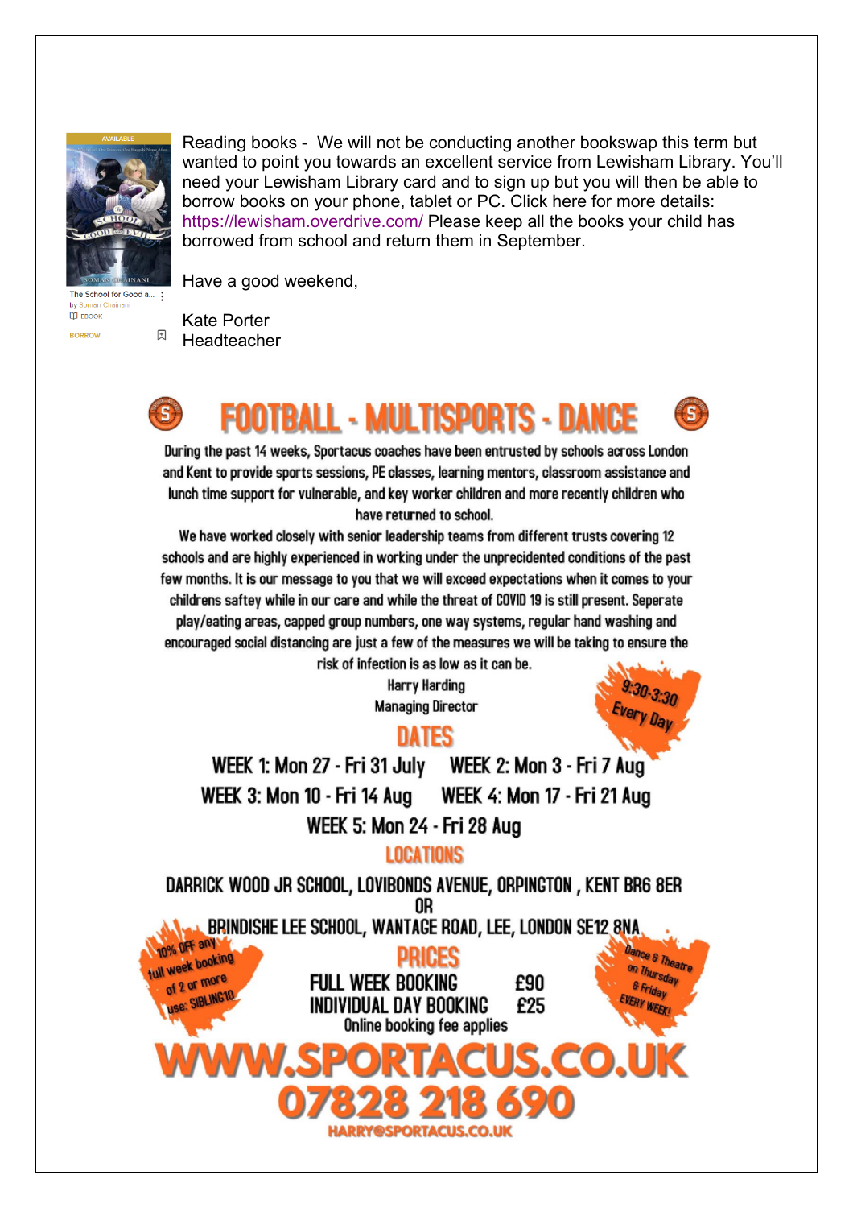Reading books - We will not be conducting another bookswap this term but wanted to point you towards an excellent service from Lewisham Library. You'll need your Lewisham Library card and to sign up but you will then be able to borrow books on your phone, tablet or PC. Click here for more details: https://lewisham.overdrive.com/ Please keep all the books your child has borrowed from school and return them in September.

Have a good weekend,

Kate Porter
Headteacher

# FOOTBALL - MULTISPORTS - DANCE

During the past 14 weeks, Sportacus coaches have been entrusted by schools across London and Kent to provide sports sessions, PE classes, learning mentors, classroom assistance and lunch time support for vulnerable, and key worker children and more recently children who have returned to school.

We have worked closely with senior leadership teams from different trusts covering 12 schools and are highly experienced in working under the unprecidented conditions of the past few months. It is our message to you that we will exceed expectations when it comes to your childrens saftey while in our care and while the threat of COVID 19 is still present. Seperate play/eating areas, capped group numbers, one way systems, regular hand washing and encouraged social distancing are just a few of the measures we will be taking to ensure the risk of infection is as low as it can be.

Harry Harding
Managing Director

9:30-3:30 Every Day

## DATES

WEEK 1: Mon 27 - Fri 31 July    WEEK 2: Mon 3 - Fri 7 Aug
WEEK 3: Mon 10 - Fri 14 Aug    WEEK 4: Mon 17 - Fri 21 Aug
WEEK 5: Mon 24 - Fri 28 Aug

## LOCATIONS

DARRICK WOOD JR SCHOOL, LOVIBONDS AVENUE, ORPINGTON, KENT BR6 8ER
OR
BRINDISHE LEE SCHOOL, WANTAGE ROAD, LEE, LONDON SE12 8NA

## PRICES

10% OFF any full week booking of 2 or more use: SIBLING10

| | |
|---|---|
| FULL WEEK BOOKING | £90 |
| INDIVIDUAL DAY BOOKING | £25 |

Online booking fee applies

Dance & Theatre on Thursday & Friday EVERY WEEK!

**WWW.SPORTACUS.CO.UK**
**07828 218 690**
HARRY@SPORTACUS.CO.UK